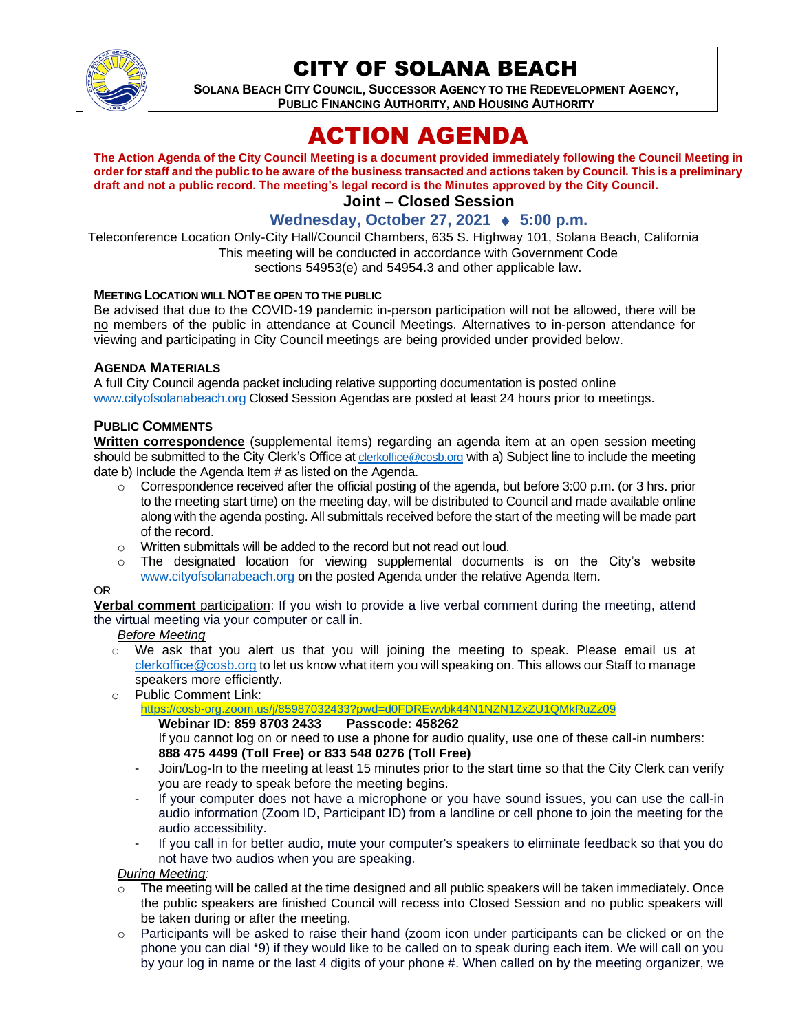# CITY OF SOLANA BEACH

**SOLANA BEACH CITY COUNCIL, SUCCESSOR AGENCY TO THE REDEVELOPMENT AGENCY, PUBLIC FINANCING AUTHORITY, AND HOUSING AUTHORITY**

# ACTION AGENDA

**The Action Agenda of the City Council Meeting is a document provided immediately following the Council Meeting in order for staff and the public to be aware of the business transacted and actions taken by Council. This is a preliminary draft and not a public record. The meeting's legal record is the Minutes approved by the City Council.**

## Joint – Closed Session

### Wednesday, October 27, 2021 ♦ 5:00 p.m.

Teleconference Location Only-City Hall/Council Chambers, 635 S. Highway 101, Solana Beach, California
This meeting will be conducted in accordance with Government Code sections 54953(e) and 54954.3 and other applicable law.

#### MEETING LOCATION WILL NOT BE OPEN TO THE PUBLIC

Be advised that due to the COVID-19 pandemic in-person participation will not be allowed, there will be no members of the public in attendance at Council Meetings. Alternatives to in-person attendance for viewing and participating in City Council meetings are being provided under provided below.

#### AGENDA MATERIALS

A full City Council agenda packet including relative supporting documentation is posted online www.cityofsolanabeach.org Closed Session Agendas are posted at least 24 hours prior to meetings.

#### PUBLIC COMMENTS

**Written correspondence** (supplemental items) regarding an agenda item at an open session meeting should be submitted to the City Clerk's Office at clerkoffice@cosb.org with a) Subject line to include the meeting date b) Include the Agenda Item # as listed on the Agenda.

- Correspondence received after the official posting of the agenda, but before 3:00 p.m. (or 3 hrs. prior to the meeting start time) on the meeting day, will be distributed to Council and made available online along with the agenda posting. All submittals received before the start of the meeting will be made part of the record.
- Written submittals will be added to the record but not read out loud.
- The designated location for viewing supplemental documents is on the City's website www.cityofsolanabeach.org on the posted Agenda under the relative Agenda Item.

OR

**Verbal comment** participation: If you wish to provide a live verbal comment during the meeting, attend the virtual meeting via your computer or call in.

*Before Meeting*

- We ask that you alert us that you will joining the meeting to speak. Please email us at clerkoffice@cosb.org to let us know what item you will speaking on. This allows our Staff to manage speakers more efficiently.
- Public Comment Link:
  https://cosb-org.zoom.us/j/85987032433?pwd=d0FDREwvbk44N1NZN1ZxZU1QMkRuZz09
  **Webinar ID: 859 8703 2433 Passcode: 458262**
  If you cannot log on or need to use a phone for audio quality, use one of these call-in numbers: **888 475 4499 (Toll Free) or 833 548 0276 (Toll Free)**
  - Join/Log-In to the meeting at least 15 minutes prior to the start time so that the City Clerk can verify you are ready to speak before the meeting begins.
  - If your computer does not have a microphone or you have sound issues, you can use the call-in audio information (Zoom ID, Participant ID) from a landline or cell phone to join the meeting for the audio accessibility.
  - If you call in for better audio, mute your computer's speakers to eliminate feedback so that you do not have two audios when you are speaking.

*During Meeting:*

- The meeting will be called at the time designed and all public speakers will be taken immediately. Once the public speakers are finished Council will recess into Closed Session and no public speakers will be taken during or after the meeting.
- Participants will be asked to raise their hand (zoom icon under participants can be clicked or on the phone you can dial *9) if they would like to be called on to speak during each item. We will call on you by your log in name or the last 4 digits of your phone #. When called on by the meeting organizer, we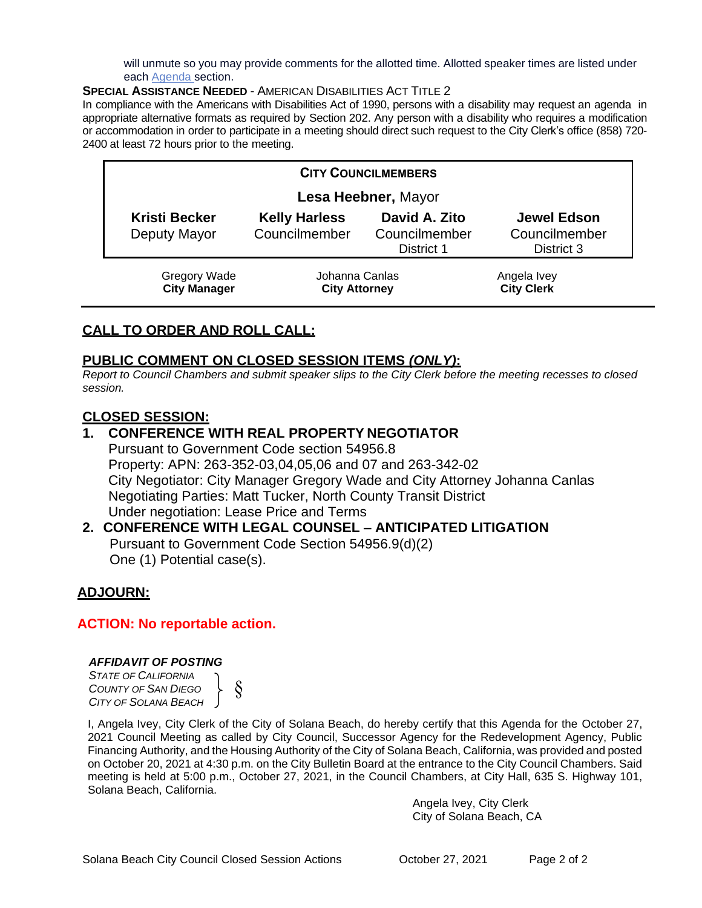will unmute so you may provide comments for the allotted time. Allotted speaker times are listed under each Agenda section.

**SPECIAL ASSISTANCE NEEDED** - AMERICAN DISABILITIES ACT TITLE 2

In compliance with the Americans with Disabilities Act of 1990, persons with a disability may request an agenda in appropriate alternative formats as required by Section 202. Any person with a disability who requires a modification or accommodation in order to participate in a meeting should direct such request to the City Clerk's office (858) 720-2400 at least 72 hours prior to the meeting.

| | | | |
|---|---|---|---|
| **CITY COUNCILMEMBERS** | | | |
| **Lesa Heebner,** Mayor | | | |
| **Kristi Becker** Deputy Mayor | **Kelly Harless** Councilmember | **David A. Zito** Councilmember District 1 | **Jewel Edson** Councilmember District 3 |

| | | |
|---|---|---|
| Gregory Wade **City Manager** | Johanna Canlas **City Attorney** | Angela Ivey **City Clerk** |

## CALL TO ORDER AND ROLL CALL:

## PUBLIC COMMENT ON CLOSED SESSION ITEMS *(ONLY)*:

*Report to Council Chambers and submit speaker slips to the City Clerk before the meeting recesses to closed session.*

## CLOSED SESSION:

1. **CONFERENCE WITH REAL PROPERTY NEGOTIATOR**
   Pursuant to Government Code section 54956.8
   Property: APN: 263-352-03,04,05,06 and 07 and 263-342-02
   City Negotiator: City Manager Gregory Wade and City Attorney Johanna Canlas
   Negotiating Parties: Matt Tucker, North County Transit District
   Under negotiation: Lease Price and Terms
2. **CONFERENCE WITH LEGAL COUNSEL – ANTICIPATED LITIGATION**
   Pursuant to Government Code Section 54956.9(d)(2)
   One (1) Potential case(s).

## ADJOURN:

**ACTION: No reportable action.**

***AFFIDAVIT OF POSTING***

*STATE OF CALIFORNIA*
*COUNTY OF SAN DIEGO* } §
*CITY OF SOLANA BEACH*

I, Angela Ivey, City Clerk of the City of Solana Beach, do hereby certify that this Agenda for the October 27, 2021 Council Meeting as called by City Council, Successor Agency for the Redevelopment Agency, Public Financing Authority, and the Housing Authority of the City of Solana Beach, California, was provided and posted on October 20, 2021 at 4:30 p.m. on the City Bulletin Board at the entrance to the City Council Chambers. Said meeting is held at 5:00 p.m., October 27, 2021, in the Council Chambers, at City Hall, 635 S. Highway 101, Solana Beach, California.

Angela Ivey, City Clerk
City of Solana Beach, CA